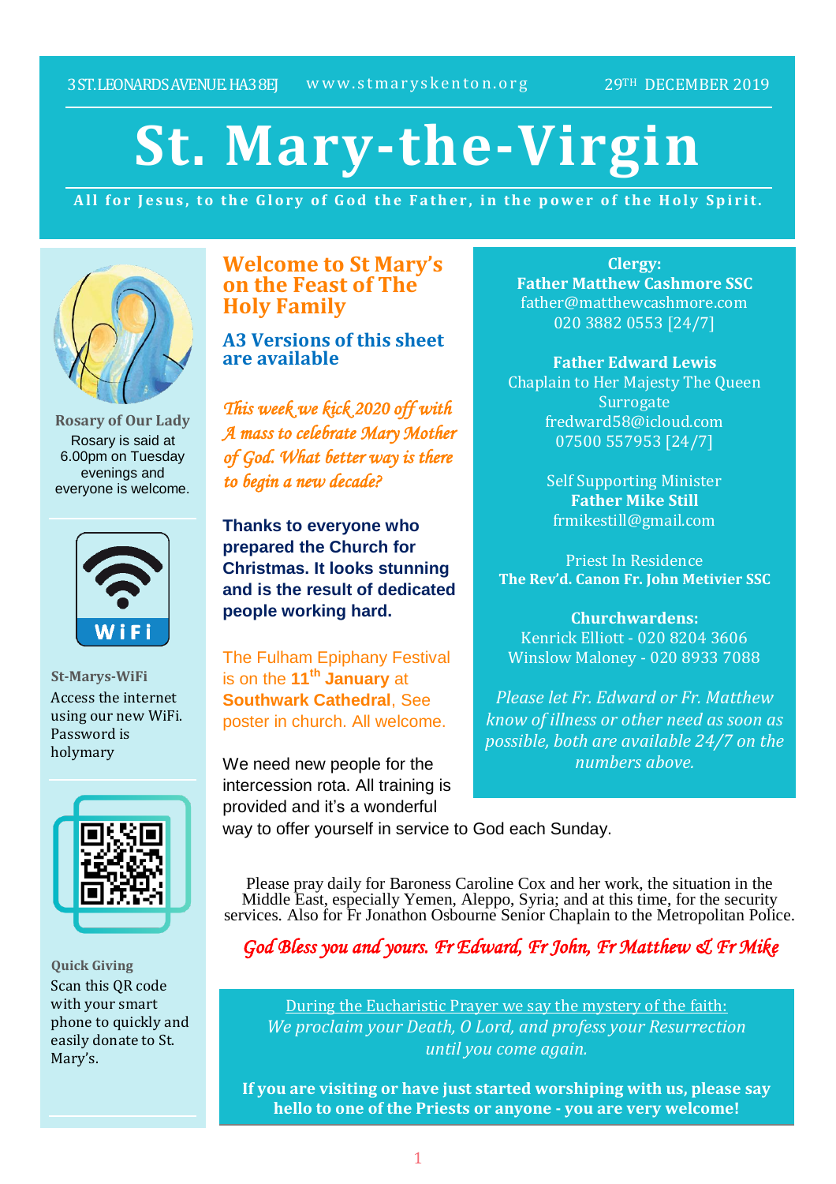3 ST. LEONARDS AVENUE. HA3 8EJ www.stmaryskenton.org 29TH DECEMBER 2019

# St. Mary-the-Virgin

**All for Jesus, to the Glory of God the Father, in the power of the Holy Spirit.**

**Rosary of Our Lady**

Rosary is said at 6.00pm on Tuesday evenings and everyone is welcome.

**St-Marys-WiFi**

Access the internet using our new WiFi. Password is holymary

**Quick Giving**

Scan this QR code with your smart phone to quickly and easily donate to St. Mary's.

## Welcome to St Mary's on the Feast of The Holy Family

### A3 Versions of this sheet are available

*This week we kick 2020 off with A mass to celebrate Mary Mother of God. What better way is there to begin a new decade?*

**Thanks to everyone who prepared the Church for Christmas. It looks stunning and is the result of dedicated people working hard.**

The Fulham Epiphany Festival is on the **11th January** at **Southwark Cathedral**, See poster in church. All welcome.

We need new people for the intercession rota. All training is provided and it's a wonderful way to offer yourself in service to God each Sunday.

**Clergy:**
**Father Matthew Cashmore SSC**
father@matthewcashmore.com
020 3882 0553 [24/7]

**Father Edward Lewis**
Chaplain to Her Majesty The Queen
Surrogate
fredward58@icloud.com
07500 557953 [24/7]

Self Supporting Minister
**Father Mike Still**
frmikestill@gmail.com

Priest In Residence
**The Rev'd. Canon Fr. John Metivier SSC**

**Churchwardens:**
Kenrick Elliott - 020 8204 3606
Winslow Maloney - 020 8933 7088

*Please let Fr. Edward or Fr. Matthew know of illness or other need as soon as possible, both are available 24/7 on the numbers above.*

Please pray daily for Baroness Caroline Cox and her work, the situation in the Middle East, especially Yemen, Aleppo, Syria; and at this time, for the security services. Also for Fr Jonathon Osbourne Senior Chaplain to the Metropolitan Police.

*God Bless you and yours. Fr Edward, Fr John, Fr Matthew & Fr Mike*

During the Eucharistic Prayer we say the mystery of the faith:
*We proclaim your Death, O Lord, and profess your Resurrection until you come again.*

**If you are visiting or have just started worshiping with us, please say hello to one of the Priests or anyone - you are very welcome!**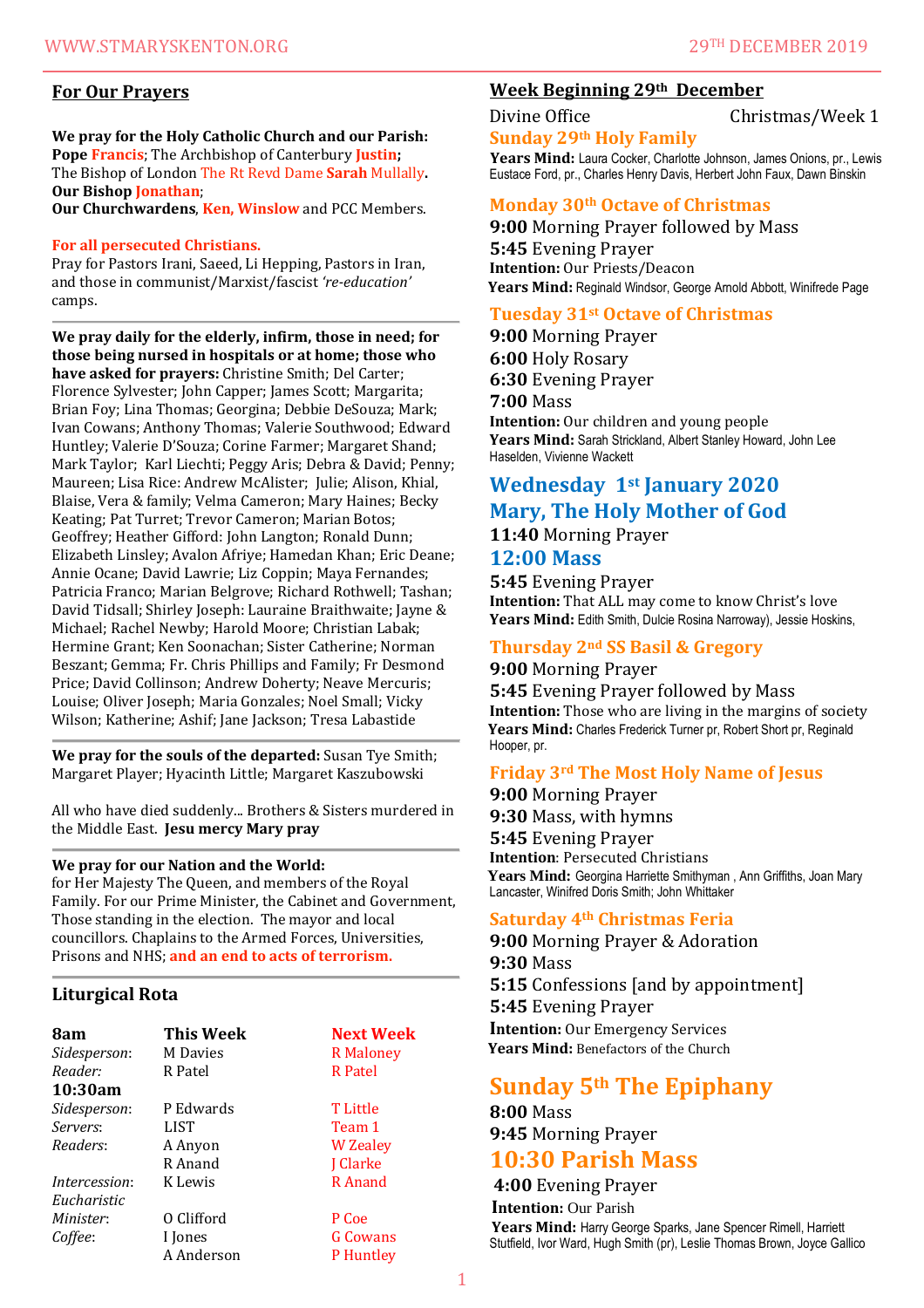## For Our Prayers

**We pray for the Holy Catholic Church and our Parish:**
**Pope Francis**; The Archbishop of Canterbury **Justin;**
The Bishop of London The Rt Revd Dame **Sarah** Mullally**.**
**Our Bishop Jonathan**;
**Our Churchwardens**, **Ken, Winslow** and PCC Members.

**For all persecuted Christians.**
Pray for Pastors Irani, Saeed, Li Hepping, Pastors in Iran, and those in communist/Marxist/fascist *'re-education'* camps.

**We pray daily for the elderly, infirm, those in need; for those being nursed in hospitals or at home; those who have asked for prayers:** Christine Smith; Del Carter; Florence Sylvester; John Capper; James Scott; Margarita; Brian Foy; Lina Thomas; Georgina; Debbie DeSouza; Mark; Ivan Cowans; Anthony Thomas; Valerie Southwood; Edward Huntley; Valerie D'Souza; Corine Farmer; Margaret Shand; Mark Taylor; Karl Liechti; Peggy Aris; Debra & David; Penny; Maureen; Lisa Rice: Andrew McAlister; Julie; Alison, Khial, Blaise, Vera & family; Velma Cameron; Mary Haines; Becky Keating; Pat Turret; Trevor Cameron; Marian Botos; Geoffrey; Heather Gifford: John Langton; Ronald Dunn; Elizabeth Linsley; Avalon Afriye; Hamedan Khan; Eric Deane; Annie Ocane; David Lawrie; Liz Coppin; Maya Fernandes; Patricia Franco; Marian Belgrove; Richard Rothwell; Tashan; David Tidsall; Shirley Joseph: Lauraine Braithwaite; Jayne & Michael; Rachel Newby; Harold Moore; Christian Labak; Hermine Grant; Ken Soonachan; Sister Catherine; Norman Beszant; Gemma; Fr. Chris Phillips and Family; Fr Desmond Price; David Collinson; Andrew Doherty; Neave Mercuris; Louise; Oliver Joseph; Maria Gonzales; Noel Small; Vicky Wilson; Katherine; Ashif; Jane Jackson; Tresa Labastide

**We pray for the souls of the departed:** Susan Tye Smith; Margaret Player; Hyacinth Little; Margaret Kaszubowski

All who have died suddenly... Brothers & Sisters murdered in the Middle East. **Jesu mercy Mary pray**

**We pray for our Nation and the World:**
for Her Majesty The Queen, and members of the Royal Family. For our Prime Minister, the Cabinet and Government, Those standing in the election. The mayor and local councillors. Chaplains to the Armed Forces, Universities, Prisons and NHS; **and an end to acts of terrorism.**

## Liturgical Rota

| | This Week | Next Week |
|---|---|---|
| **8am** | | |
| *Sidesperson*: | M Davies | R Maloney |
| *Reader:* | R Patel | R Patel |
| **10:30am** | | |
| *Sidesperson*: | P Edwards | T Little |
| *Servers*: | LIST | Team 1 |
| *Readers*: | A Anyon | W Zealey |
| | R Anand | J Clarke |
| *Intercession*: | K Lewis | R Anand |
| *Eucharistic Minister*: | O Clifford | P Coe |
| *Coffee*: | I Jones | G Cowans |
| | A Anderson | P Huntley |

## Week Beginning 29th December

Divine Office — Christmas/Week 1

### Sunday 29th Holy Family

**Years Mind:** Laura Cocker, Charlotte Johnson, James Onions, pr., Lewis Eustace Ford, pr., Charles Henry Davis, Herbert John Faux, Dawn Binskin

### Monday 30th Octave of Christmas

**9:00** Morning Prayer followed by Mass
**5:45** Evening Prayer
**Intention:** Our Priests/Deacon
**Years Mind:** Reginald Windsor, George Arnold Abbott, Winifrede Page

### Tuesday 31st Octave of Christmas

**9:00** Morning Prayer
**6:00** Holy Rosary
**6:30** Evening Prayer
**7:00** Mass
**Intention:** Our children and young people
**Years Mind:** Sarah Strickland, Albert Stanley Howard, John Lee Haselden, Vivienne Wackett

### Wednesday 1st January 2020 Mary, The Holy Mother of God

**11:40** Morning Prayer
**12:00 Mass**
**5:45** Evening Prayer
**Intention:** That ALL may come to know Christ's love
**Years Mind:** Edith Smith, Dulcie Rosina Narroway), Jessie Hoskins,

### Thursday 2nd SS Basil & Gregory

**9:00** Morning Prayer
**5:45** Evening Prayer followed by Mass
**Intention:** Those who are living in the margins of society
**Years Mind:** Charles Frederick Turner pr, Robert Short pr, Reginald Hooper, pr.

### Friday 3rd The Most Holy Name of Jesus

**9:00** Morning Prayer
**9:30** Mass, with hymns
**5:45** Evening Prayer
**Intention**: Persecuted Christians
**Years Mind:** Georgina Harriette Smithyman , Ann Griffiths, Joan Mary Lancaster, Winifred Doris Smith; John Whittaker

### Saturday 4th Christmas Feria

**9:00** Morning Prayer & Adoration
**9:30** Mass
**5:15** Confessions [and by appointment]
**5:45** Evening Prayer
**Intention:** Our Emergency Services
**Years Mind:** Benefactors of the Church

## Sunday 5th The Epiphany

**8:00** Mass
**9:45** Morning Prayer
**10:30 Parish Mass**
**4:00** Evening Prayer
**Intention:** Our Parish
**Years Mind:** Harry George Sparks, Jane Spencer Rimell, Harriett Stutfield, Ivor Ward, Hugh Smith (pr), Leslie Thomas Brown, Joyce Gallico